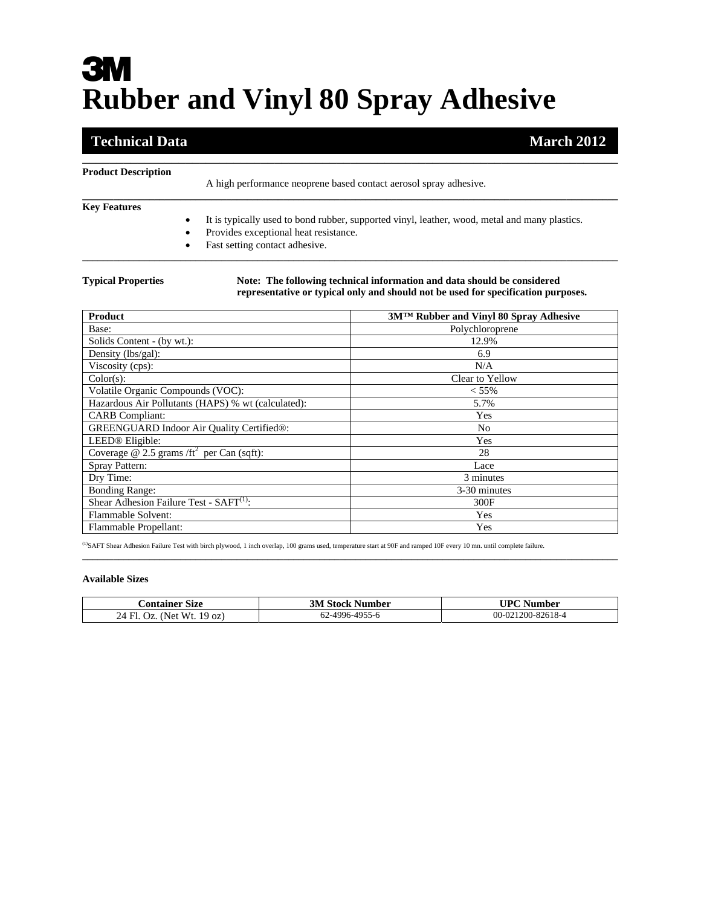# 3M

# Rubber and Vinyl 80 Spray Adhesive

## Technical Data — March 2012

**Product Description**

A high performance neoprene based contact aerosol spray adhesive.

**Key Features**

- It is typically used to bond rubber, supported vinyl, leather, wood, metal and many plastics.
- Provides exceptional heat resistance.
- Fast setting contact adhesive.

**Typical Properties**

**Note: The following technical information and data should be considered representative or typical only and should not be used for specification purposes.**

| Product | 3M™ Rubber and Vinyl 80 Spray Adhesive |
|---|---|
| Base: | Polychloroprene |
| Solids Content - (by wt.): | 12.9% |
| Density (lbs/gal): | 6.9 |
| Viscosity (cps): | N/A |
| Color(s): | Clear to Yellow |
| Volatile Organic Compounds (VOC): | < 55% |
| Hazardous Air Pollutants (HAPS) % wt (calculated): | 5.7% |
| CARB Compliant: | Yes |
| GREENGUARD Indoor Air Quality Certified®: | No |
| LEED® Eligible: | Yes |
| Coverage @ 2.5 grams /$ft^2$ per Can (sqft): | 28 |
| Spray Pattern: | Lace |
| Dry Time: | 3 minutes |
| Bonding Range: | 3-30 minutes |
| Shear Adhesion Failure Test - SAFT[(1)]: | 300F |
| Flammable Solvent: | Yes |
| Flammable Propellant: | Yes |

[(1)]SAFT Shear Adhesion Failure Test with birch plywood, 1 inch overlap, 100 grams used, temperature start at 90F and ramped 10F every 10 mn. until complete failure.

**Available Sizes**

| Container Size | 3M Stock Number | UPC Number |
|---|---|---|
| 24 Fl. Oz. (Net Wt. 19 oz) | 62-4996-4955-6 | 00-021200-82618-4 |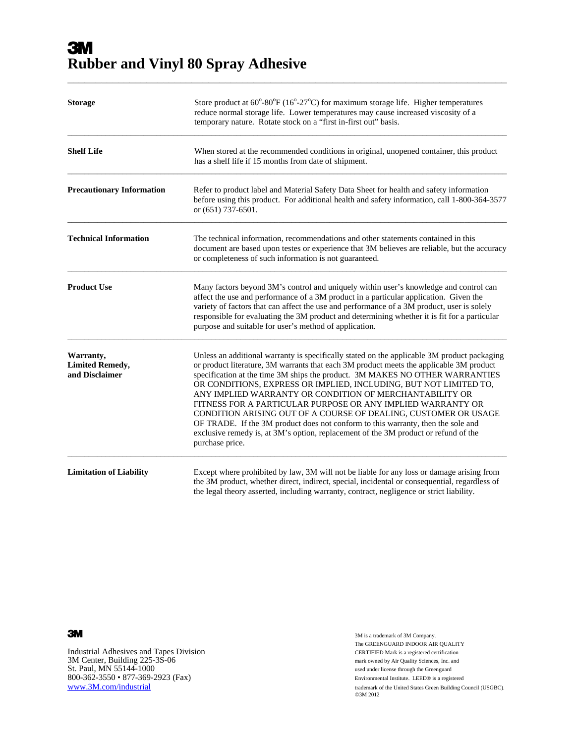**3M**
# Rubber and Vinyl 80 Spray Adhesive

| | |
|---|---|
| **Storage** | Store product at 60°-80°F (16°-27°C) for maximum storage life. Higher temperatures reduce normal storage life. Lower temperatures may cause increased viscosity of a temporary nature. Rotate stock on a "first in-first out" basis. |
| **Shelf Life** | When stored at the recommended conditions in original, unopened container, this product has a shelf life if 15 months from date of shipment. |
| **Precautionary Information** | Refer to product label and Material Safety Data Sheet for health and safety information before using this product. For additional health and safety information, call 1-800-364-3577 or (651) 737-6501. |
| **Technical Information** | The technical information, recommendations and other statements contained in this document are based upon testes or experience that 3M believes are reliable, but the accuracy or completeness of such information is not guaranteed. |
| **Product Use** | Many factors beyond 3M's control and uniquely within user's knowledge and control can affect the use and performance of a 3M product in a particular application. Given the variety of factors that can affect the use and performance of a 3M product, user is solely responsible for evaluating the 3M product and determining whether it is fit for a particular purpose and suitable for user's method of application. |
| **Warranty, Limited Remedy, and Disclaimer** | Unless an additional warranty is specifically stated on the applicable 3M product packaging or product literature, 3M warrants that each 3M product meets the applicable 3M product specification at the time 3M ships the product. 3M MAKES NO OTHER WARRANTIES OR CONDITIONS, EXPRESS OR IMPLIED, INCLUDING, BUT NOT LIMITED TO, ANY IMPLIED WARRANTY OR CONDITION OF MERCHANTABILITY OR FITNESS FOR A PARTICULAR PURPOSE OR ANY IMPLIED WARRANTY OR CONDITION ARISING OUT OF A COURSE OF DEALING, CUSTOMER OR USAGE OF TRADE. If the 3M product does not conform to this warranty, then the sole and exclusive remedy is, at 3M's option, replacement of the 3M product or refund of the purchase price. |
| **Limitation of Liability** | Except where prohibited by law, 3M will not be liable for any loss or damage arising from the 3M product, whether direct, indirect, special, incidental or consequential, regardless of the legal theory asserted, including warranty, contract, negligence or strict liability. |

**3M**

Industrial Adhesives and Tapes Division
3M Center, Building 225-3S-06
St. Paul, MN 55144-1000
800-362-3550 • 877-369-2923 (Fax)
www.3M.com/industrial

3M is a trademark of 3M Company.
The GREENGUARD INDOOR AIR QUALITY CERTIFIED Mark is a registered certification mark owned by Air Quality Sciences, Inc. and used under license through the Greenguard Environmental Institute. LEED® is a registered trademark of the United States Green Building Council (USGBC).
©3M 2012